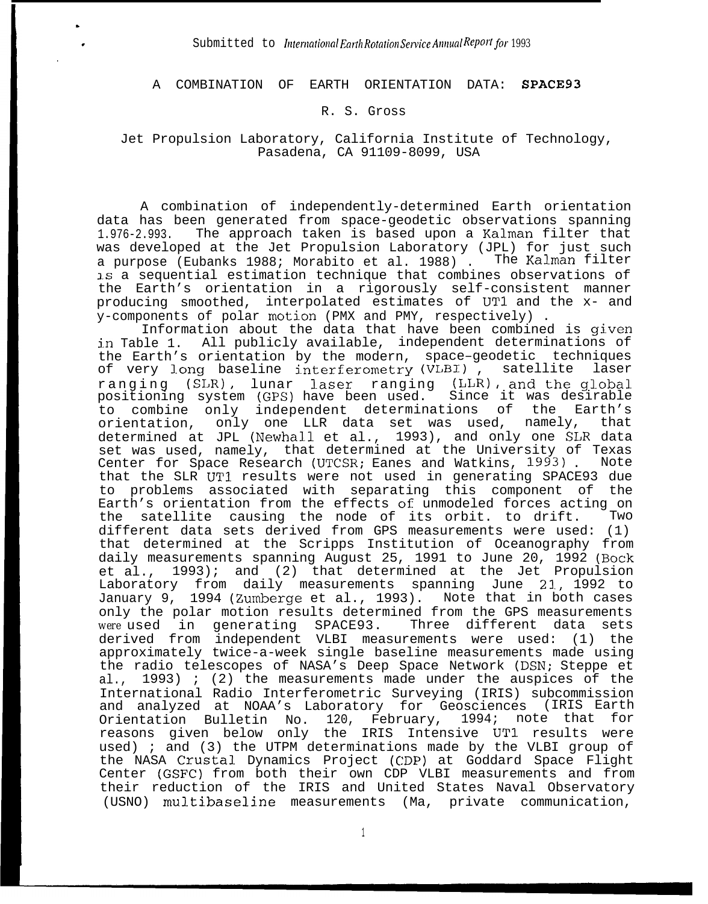Submitted to *International Earth Rotation Service Annual Report for 1993*

# A COMBINATION OF EARTH ORIENTATION DATA: SPACE93

R. S. Gross

Jet Propulsion Laboratory, California Institute of Technology, Pasadena, CA 91109-8099, USA

A combination of independently-determined Earth orientation data has been generated from space-geodetic observations spanning 1976-1993. The approach taken is based upon a Kalman filter that was developed at the Jet Propulsion Laboratory (JPL) for just such a purpose (Eubanks 1988; Morabito et al. 1988). The Kalman filter is a sequential estimation technique that combines observations of the Earth's orientation in a rigorously self-consistent manner producing smoothed, interpolated estimates of UT1 and the x- and y-components of polar motion (PMX and PMY, respectively).

Information about the data that have been combined is given in Table 1. All publicly available, independent determinations of the Earth's orientation by the modern, space-geodetic techniques of very long baseline interferometry (VLBI), satellite laser ranging (SLR), lunar laser ranging (LLR), and the global positioning system (GPS) have been used. Since it was desirable to combine only independent determinations of the Earth's orientation, only one LLR data set was used, namely, that determined at JPL (Newhall et al., 1993), and only one SLR data set was used, namely, that determined at the University of Texas Center for Space Research (UTCSR; Eanes and Watkins, 1993). Note that the SLR UT1 results were not used in generating SPACE93 due to problems associated with separating this component of the Earth's orientation from the effects of unmodeled forces acting on the satellite causing the node of its orbit to drift. Two different data sets derived from GPS measurements were used: (1) that determined at the Scripps Institution of Oceanography from daily measurements spanning August 25, 1991 to June 20, 1992 (Bock et al., 1993); and (2) that determined at the Jet Propulsion Laboratory from daily measurements spanning June 21, 1992 to January 9, 1994 (Zumberge et al., 1993). Note that in both cases only the polar motion results determined from the GPS measurements were used in generating SPACE93. Three different data sets derived from independent VLBI measurements were used: (1) the approximately twice-a-week single baseline measurements made using the radio telescopes of NASA's Deep Space Network (DSN; Steppe et al., 1993); (2) the measurements made under the auspices of the International Radio Interferometric Surveying (IRIS) subcommission and analyzed at NOAA's Laboratory for Geosciences (IRIS Earth Orientation Bulletin No. 120, February, 1994; note that for reasons given below only the IRIS Intensive UT1 results were used); and (3) the UTPM determinations made by the VLBI group of the NASA Crustal Dynamics Project (CDP) at Goddard Space Flight Center (GSFC) from both their own CDP VLBI measurements and from their reduction of the IRIS and United States Naval Observatory (USNO) multibaseline measurements (Ma, private communication,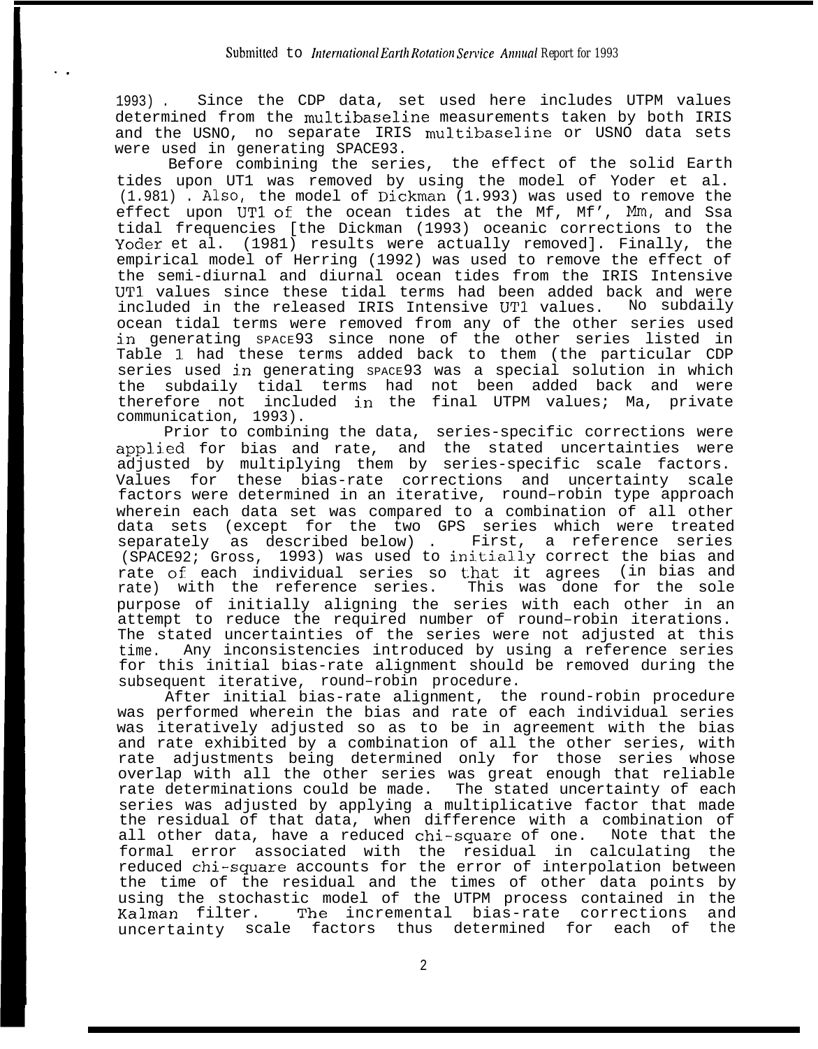1993) . Since the CDP data, set used here includes UTPM values determined from the multibaseline measurements taken by both IRIS and the USNO, no separate IRIS multibaseline or USNO data sets were used in generating SPACE93.

Before combining the series, the effect of the solid Earth tides upon UT1 was removed by using the model of Yoder et al. (1981) . Also, the model of Dickman (1993) was used to remove the effect upon UT1 of the ocean tides at the Mf, Mf', Mm, and Ssa tidal frequencies [the Dickman (1993) oceanic corrections to the Yoder et al. (1981) results were actually removed]. Finally, the empirical model of Herring (1992) was used to remove the effect of the semi-diurnal and diurnal ocean tides from the IRIS Intensive UT1 values since these tidal terms had been added back and were included in the released IRIS Intensive UT1 values. No subdaily ocean tidal terms were removed from any of the other series used in generating SPACE93 since none of the other series listed in Table 1 had these terms added back to them (the particular CDP series used in generating SPACE93 was a special solution in which the subdaily tidal terms had not been added back and were therefore not included in the final UTPM values; Ma, private communication, 1993).

Prior to combining the data, series-specific corrections were applied for bias and rate, and the stated uncertainties were adjusted by multiplying them by series-specific scale factors. Values for these bias-rate corrections and uncertainty scale factors were determined in an iterative, round–robin type approach wherein each data set was compared to a combination of all other data sets (except for the two GPS series which were treated separately as described below) . First, a reference series (SPACE92; Gross, 1993) was used to initially correct the bias and rate of each individual series so that it agrees (in bias and rate) with the reference series. This was done for the sole purpose of initially aligning the series with each other in an attempt to reduce the required number of round–robin iterations. The stated uncertainties of the series were not adjusted at this time. Any inconsistencies introduced by using a reference series for this initial bias-rate alignment should be removed during the subsequent iterative, round–robin procedure.

After initial bias-rate alignment, the round-robin procedure was performed wherein the bias and rate of each individual series was iteratively adjusted so as to be in agreement with the bias and rate exhibited by a combination of all the other series, with rate adjustments being determined only for those series whose overlap with all the other series was great enough that reliable rate determinations could be made. The stated uncertainty of each series was adjusted by applying a multiplicative factor that made the residual of that data, when difference with a combination of all other data, have a reduced chi-square of one. Note that the formal error associated with the residual in calculating the reduced chi-square accounts for the error of interpolation between the time of the residual and the times of other data points by using the stochastic model of the UTPM process contained in the Kalman filter. The incremental bias-rate corrections and uncertainty scale factors thus determined for each of the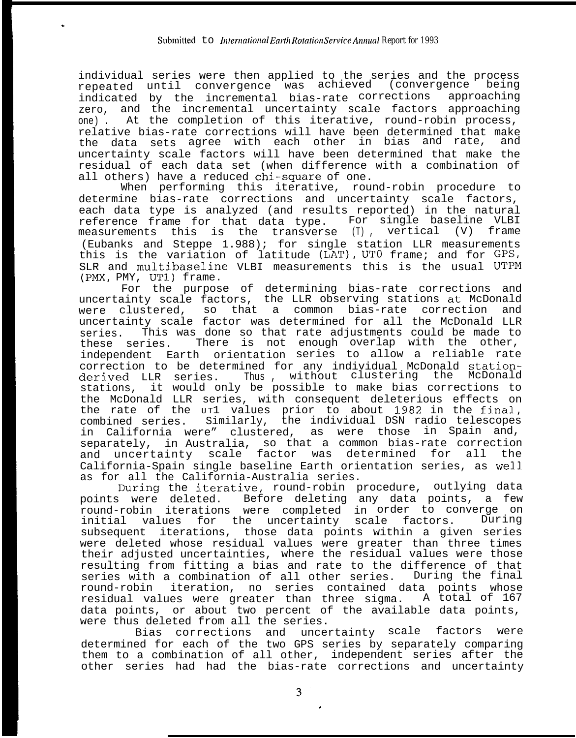individual series were then applied to the series and the process repeated until convergence was achieved (convergence being indicated by the incremental bias-rate corrections approaching zero, and the incremental uncertainty scale factors approaching one). At the completion of this iterative, round-robin process, relative bias-rate corrections will have been determined that make the data sets agree with each other in bias and rate, and uncertainty scale factors will have been determined that make the residual of each data set (when difference with a combination of all others) have a reduced chi-square of one.

When performing this iterative, round-robin procedure to determine bias-rate corrections and uncertainty scale factors, each data type is analyzed (and results reported) in the natural reference frame for that data type. For single baseline VLBI measurements this is the transverse (T), vertical (V) frame (Eubanks and Steppe 1988); for single station LLR measurements this is the variation of latitude (LAT), UT0 frame; and for GPS, SLR and multibaseline VLBI measurements this is the usual UTPM (PMX, PMY, UT1) frame.

For the purpose of determining bias-rate corrections and uncertainty scale factors, the LLR observing stations at McDonald were clustered, so that a common bias-rate correction and uncertainty scale factor was determined for all the McDonald LLR series. This was done so that rate adjustments could be made to these series. There is not enough overlap with the other, independent Earth orientation series to allow a reliable rate correction to be determined for any individual McDonald station-derived LLR series. Thus, without clustering the McDonald stations, it would only be possible to make bias corrections to the McDonald LLR series, with consequent deleterious effects on the rate of the UT1 values prior to about 1982 in the final, combined series. Similarly, the individual DSN radio telescopes in California were" clustered, as were those in Spain and, separately, in Australia, so that a common bias-rate correction and uncertainty scale factor was determined for all the California-Spain single baseline Earth orientation series, as well as for all the California-Australia series.

During the iterative, round-robin procedure, outlying data points were deleted. Before deleting any data points, a few round-robin iterations were completed in order to converge on initial values for the uncertainty scale factors. During subsequent iterations, those data points within a given series were deleted whose residual values were greater than three times their adjusted uncertainties, where the residual values were those resulting from fitting a bias and rate to the difference of that series with a combination of all other series. During the final round-robin iteration, no series contained data points whose residual values were greater than three sigma. A total of 167 data points, or about two percent of the available data points, were thus deleted from all the series.

Bias corrections and uncertainty scale factors were determined for each of the two GPS series by separately comparing them to a combination of all other, independent series after the other series had had the bias-rate corrections and uncertainty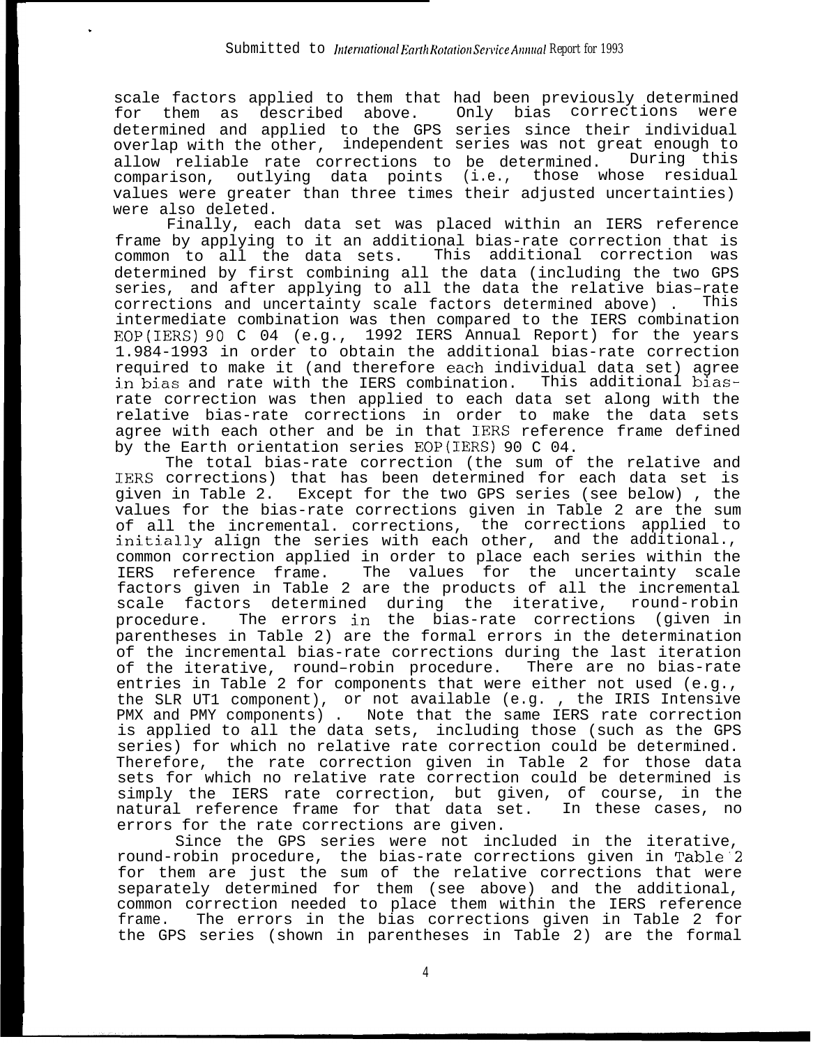scale factors applied to them that had been previously determined for them as described above. Only bias corrections were determined and applied to the GPS series since their individual overlap with the other, independent series was not great enough to allow reliable rate corrections to be determined. During this comparison, outlying data points (i.e., those whose residual values were greater than three times their adjusted uncertainties) were also deleted.

Finally, each data set was placed within an IERS reference frame by applying to it an additional bias-rate correction that is common to all the data sets. This additional correction was determined by first combining all the data (including the two GPS series, and after applying to all the data the relative bias–rate corrections and uncertainty scale factors determined above) . This intermediate combination was then compared to the IERS combination EOP(IERS) 90 C 04 (e.g., 1992 IERS Annual Report) for the years 1.984-1993 in order to obtain the additional bias-rate correction required to make it (and therefore each individual data set) agree in bias and rate with the IERS combination. This additional bias-rate correction was then applied to each data set along with the relative bias-rate corrections in order to make the data sets agree with each other and be in that IERS reference frame defined by the Earth orientation series EOP(IERS) 90 C 04.

The total bias-rate correction (the sum of the relative and IERS corrections) that has been determined for each data set is given in Table 2. Except for the two GPS series (see below) , the values for the bias-rate corrections given in Table 2 are the sum of all the incremental. corrections, the corrections applied to initially align the series with each other, and the additional., common correction applied in order to place each series within the IERS reference frame. The values for the uncertainty scale factors given in Table 2 are the products of all the incremental scale factors determined during the iterative, round-robin procedure. The errors in the bias-rate corrections (given in parentheses in Table 2) are the formal errors in the determination of the incremental bias-rate corrections during the last iteration of the iterative, round–robin procedure. There are no bias-rate entries in Table 2 for components that were either not used (e.g., the SLR UT1 component), or not available (e.g. , the IRIS Intensive PMX and PMY components) . Note that the same IERS rate correction is applied to all the data sets, including those (such as the GPS series) for which no relative rate correction could be determined. Therefore, the rate correction given in Table 2 for those data sets for which no relative rate correction could be determined is simply the IERS rate correction, but given, of course, in the natural reference frame for that data set. In these cases, no errors for the rate corrections are given.

Since the GPS series were not included in the iterative, round-robin procedure, the bias-rate corrections given in Table 2 for them are just the sum of the relative corrections that were separately determined for them (see above) and the additional, common correction needed to place them within the IERS reference frame. The errors in the bias corrections given in Table 2 for the GPS series (shown in parentheses in Table 2) are the formal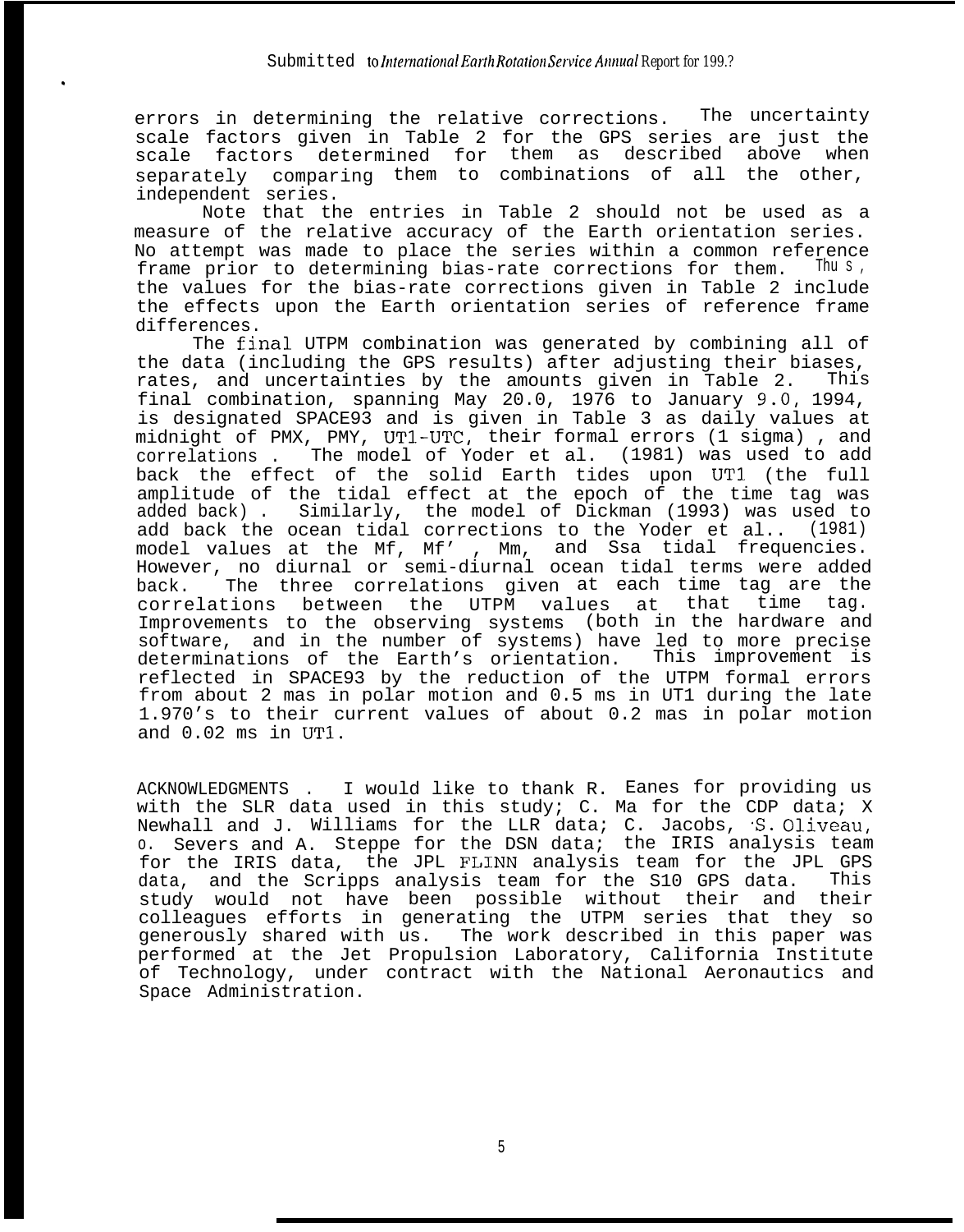errors in determining the relative corrections. The uncertainty scale factors given in Table 2 for the GPS series are just the scale factors determined for them as described above when separately comparing them to combinations of all the other, independent series.

Note that the entries in Table 2 should not be used as a measure of the relative accuracy of the Earth orientation series. No attempt was made to place the series within a common reference frame prior to determining bias-rate corrections for them. Thus, the values for the bias-rate corrections given in Table 2 include the effects upon the Earth orientation series of reference frame differences.

The final UTPM combination was generated by combining all of the data (including the GPS results) after adjusting their biases, rates, and uncertainties by the amounts given in Table 2. This final combination, spanning May 20.0, 1976 to January 9.0, 1994, is designated SPACE93 and is given in Table 3 as daily values at midnight of PMX, PMY, UT1-UTC, their formal errors (1 sigma), and correlations. The model of Yoder et al. (1981) was used to add back the effect of the solid Earth tides upon UT1 (the full amplitude of the tidal effect at the epoch of the time tag was added back). Similarly, the model of Dickman (1993) was used to add back the ocean tidal corrections to the Yoder et al.. (1981) model values at the Mf, Mf', Mm, and Ssa tidal frequencies. However, no diurnal or semi-diurnal ocean tidal terms were added back. The three correlations given at each time tag are the correlations between the UTPM values at that time tag. Improvements to the observing systems (both in the hardware and software, and in the number of systems) have led to more precise determinations of the Earth's orientation. This improvement is reflected in SPACE93 by the reduction of the UTPM formal errors from about 2 mas in polar motion and 0.5 ms in UT1 during the late 1.970's to their current values of about 0.2 mas in polar motion and 0.02 ms in UT1.

ACKNOWLEDGMENTS. I would like to thank R. Eanes for providing us with the SLR data used in this study; C. Ma for the CDP data; X Newhall and J. Williams for the LLR data; C. Jacobs, S. Oliveau, O. Severs and A. Steppe for the DSN data; the IRIS analysis team for the IRIS data, the JPL FLINN analysis team for the JPL GPS data, and the Scripps analysis team for the S10 GPS data. This study would not have been possible without their and their colleagues efforts in generating the UTPM series that they so generously shared with us. The work described in this paper was performed at the Jet Propulsion Laboratory, California Institute of Technology, under contract with the National Aeronautics and Space Administration.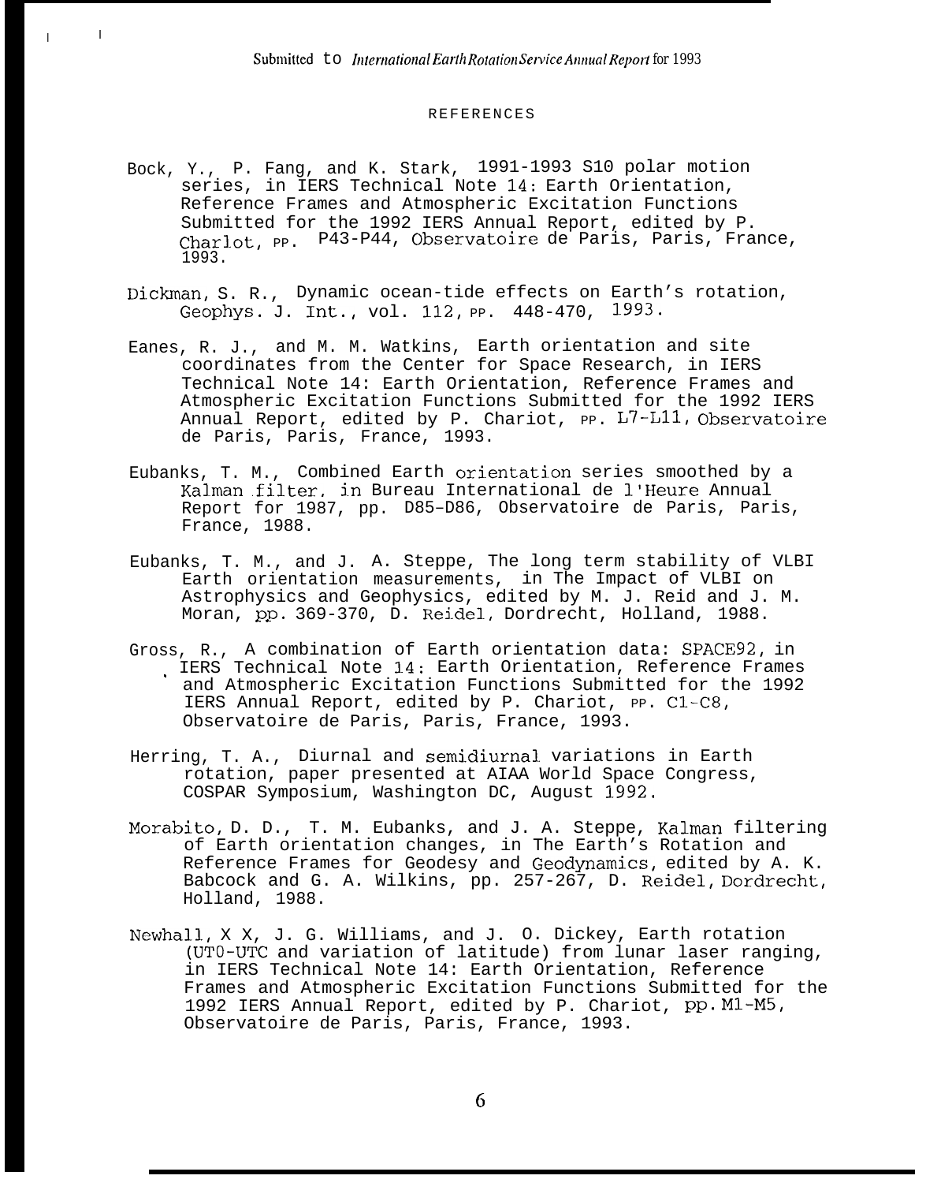## REFERENCES

Bock, Y., P. Fang, and K. Stark, 1991-1993 S10 polar motion series, in IERS Technical Note 14: Earth Orientation, Reference Frames and Atmospheric Excitation Functions Submitted for the 1992 IERS Annual Report, edited by P. Charlot, PP. P43-P44, Observatoire de Paris, Paris, France, 1993.

Dickman, S. R., Dynamic ocean-tide effects on Earth's rotation, Geophys. J. Int., vol. 112, PP. 448-470, 1993.

Eanes, R. J., and M. M. Watkins, Earth orientation and site coordinates from the Center for Space Research, in IERS Technical Note 14: Earth Orientation, Reference Frames and Atmospheric Excitation Functions Submitted for the 1992 IERS Annual Report, edited by P. Chariot, PP. L7-L11, Observatoire de Paris, Paris, France, 1993.

Eubanks, T. M., Combined Earth orientation series smoothed by a Kalman filter, in Bureau International de l'Heure Annual Report for 1987, pp. D85–D86, Observatoire de Paris, Paris, France, 1988.

Eubanks, T. M., and J. A. Steppe, The long term stability of VLBI Earth orientation measurements, in The Impact of VLBI on Astrophysics and Geophysics, edited by M. J. Reid and J. M. Moran, pp. 369-370, D. Reidel, Dordrecht, Holland, 1988.

Gross, R., A combination of Earth orientation data: SPACE92, in IERS Technical Note 14: Earth Orientation, Reference Frames and Atmospheric Excitation Functions Submitted for the 1992 IERS Annual Report, edited by P. Chariot, PP. C1-C8, Observatoire de Paris, Paris, France, 1993.

Herring, T. A., Diurnal and semidiurnal variations in Earth rotation, paper presented at AIAA World Space Congress, COSPAR Symposium, Washington DC, August 1992.

Morabito, D. D., T. M. Eubanks, and J. A. Steppe, Kalman filtering of Earth orientation changes, in The Earth's Rotation and Reference Frames for Geodesy and Geodynamics, edited by A. K. Babcock and G. A. Wilkins, pp. 257-267, D. Reidel, Dordrecht, Holland, 1988.

Newhall, X X, J. G. Williams, and J. O. Dickey, Earth rotation (UT0-UTC and variation of latitude) from lunar laser ranging, in IERS Technical Note 14: Earth Orientation, Reference Frames and Atmospheric Excitation Functions Submitted for the 1992 IERS Annual Report, edited by P. Chariot, pp. M1-M5, Observatoire de Paris, Paris, France, 1993.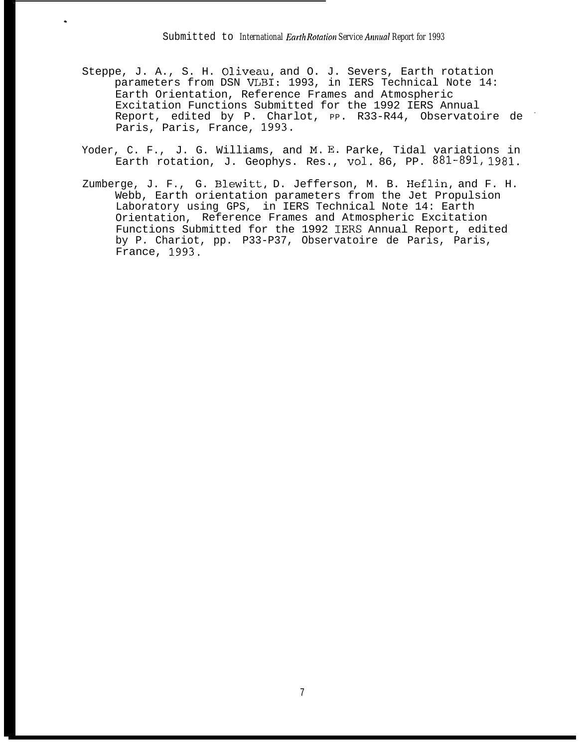Steppe, J. A., S. H. Oliveau, and O. J. Severs, Earth rotation parameters from DSN VLBI: 1993, in IERS Technical Note 14: Earth Orientation, Reference Frames and Atmospheric Excitation Functions Submitted for the 1992 IERS Annual Report, edited by P. Charlot, PP. R33-R44, Observatoire de Paris, Paris, France, 1993.

Yoder, C. F., J. G. Williams, and M. E. Parke, Tidal variations in Earth rotation, J. Geophys. Res., vol. 86, PP. 881-891, 1981.

Zumberge, J. F., G. Blewitt, D. Jefferson, M. B. Heflin, and F. H. Webb, Earth orientation parameters from the Jet Propulsion Laboratory using GPS, in IERS Technical Note 14: Earth Orientation, Reference Frames and Atmospheric Excitation Functions Submitted for the 1992 IERS Annual Report, edited by P. Chariot, pp. P33-P37, Observatoire de Paris, Paris, France, 1993.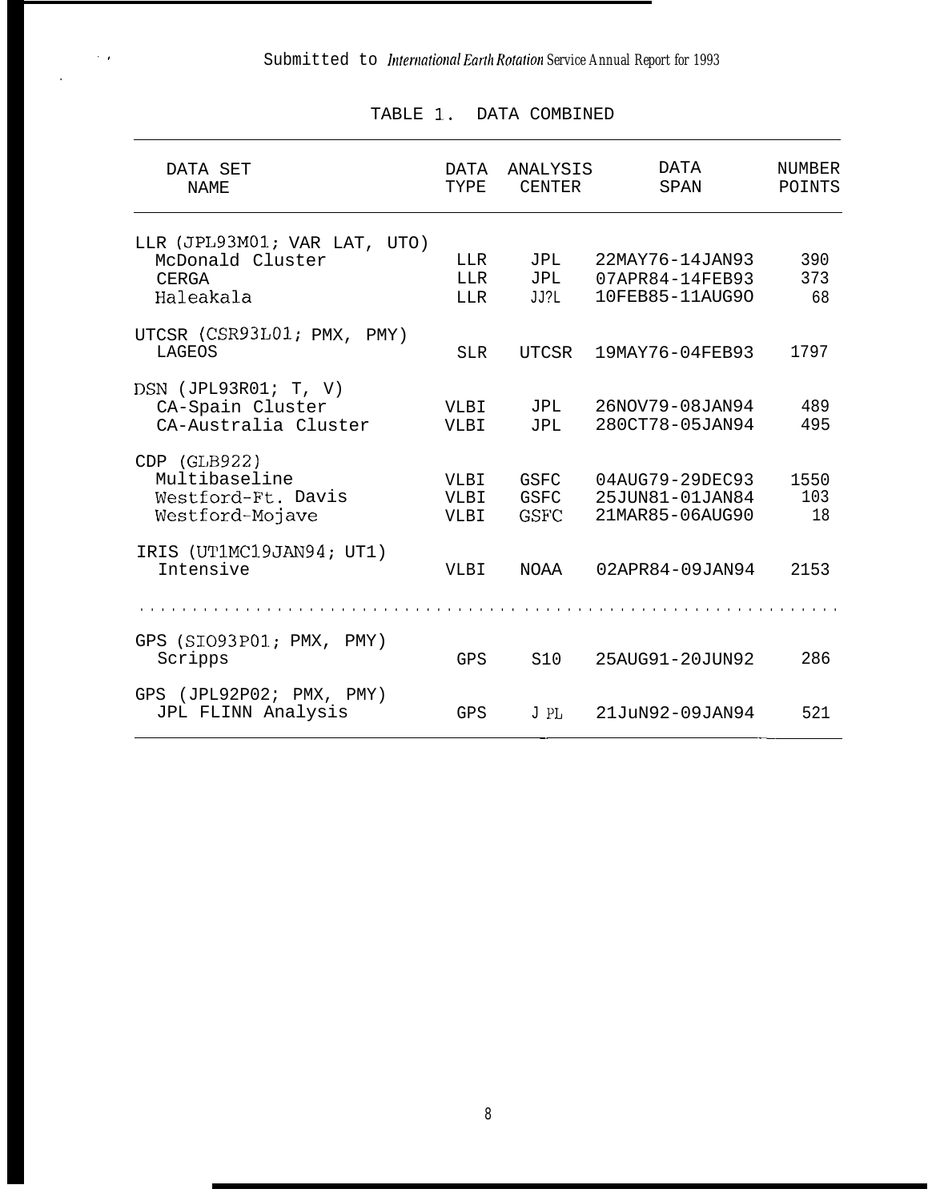TABLE 1. DATA COMBINED

| DATA SET NAME | DATA TYPE | ANALYSIS CENTER | DATA SPAN | NUMBER POINTS |
|---|---|---|---|---|
| LLR (JPL93M01; VAR LAT, UTO) | | | | |
| McDonald Cluster | LLR | JPL | 22MAY76-14JAN93 | 390 |
| CERGA | LLR | JPL | 07APR84-14FEB93 | 373 |
| Haleakala | LLR | JJ?L | 10FEB85-11AUG9O | 68 |
| UTCSR (CSR93L01; PMX, PMY) | | | | |
| LAGEOS | SLR | UTCSR | 19MAY76-04FEB93 | 1797 |
| DSN (JPL93R01; T, V) | | | | |
| CA-Spain Cluster | VLBI | JPL | 26NOV79-08JAN94 | 489 |
| CA-Australia Cluster | VLBI | JPL | 280CT78-05JAN94 | 495 |
| CDP (GLB922) | | | | |
| Multibaseline | VLBI | GSFC | 04AUG79-29DEC93 | 1550 |
| Westford-Ft. Davis | VLBI | GSFC | 25JUN81-01JAN84 | 103 |
| Westford-Mojave | VLBI | GSFC | 21MAR85-06AUG90 | 18 |
| IRIS (UT1MC19JAN94; UT1) | | | | |
| Intensive | VLBI | NOAA | 02APR84-09JAN94 | 2153 |
| GPS (SIO93P01; PMX, PMY) | | | | |
| Scripps | GPS | S10 | 25AUG91-20JUN92 | 286 |
| GPS (JPL92P02; PMX, PMY) | | | | |
| JPL FLINN Analysis | GPS | J PL | 21JuN92-09JAN94 | 521 |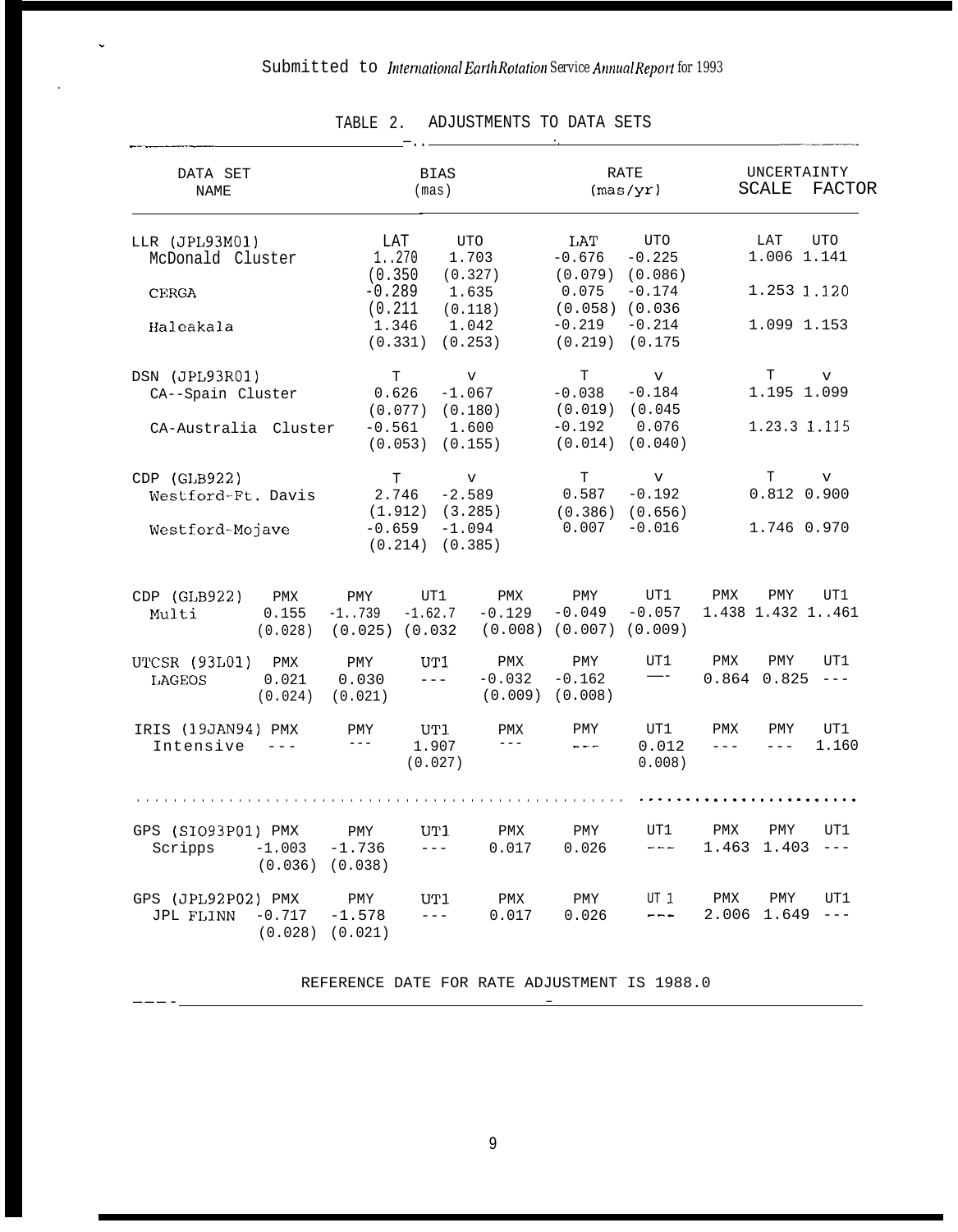Submitted to *International Earth Rotation Service Annual Report* for 1993

TABLE 2. ADJUSTMENTS TO DATA SETS

| DATA SET NAME | BIAS (mas) | | | RATE (mas/yr) | | | UNCERTAINTY SCALE FACTOR | | |
|---|---|---|---|---|---|---|---|---|---|
| LLR (JPL93M01) | LAT | UTO | | LAT | UTO | | LAT | UTO | |
| McDonald Cluster | 1..270 (0.350 | 1.703 (0.327) | | -0.676 (0.079) | -0.225 (0.086) | | 1.006 | 1.141 | |
| CERGA | -0.289 (0.211 | 1.635 (0.118) | | 0.075 (0.058) | -0.174 (0.036 | | 1.253 | 1.120 | |
| Haleakala | 1.346 (0.331) | 1.042 (0.253) | | -0.219 (0.219) | -0.214 (0.175 | | 1.099 | 1.153 | |
| DSN (JPL93R01) | T | V | | T | V | | T | V | |
| CA--Spain Cluster | 0.626 (0.077) | -1.067 (0.180) | | -0.038 (0.019) | -0.184 (0.045 | | 1.195 | 1.099 | |
| CA-Australia Cluster | -0.561 (0.053) | 1.600 (0.155) | | -0.192 (0.014) | 0.076 (0.040) | | 1.23.3 | 1.115 | |
| CDP (GLB922) | T | V | | T | V | | T | V | |
| Westford-Ft. Davis | 2.746 (1.912) | -2.589 (3.285) | | 0.587 (0.386) | -0.192 (0.656) | | 0.812 | 0.900 | |
| Westford-Mojave | -0.659 (0.214) | -1.094 (0.385) | | 0.007 | -0.016 | | 1.746 | 0.970 | |
| CDP (GLB922) | PMX | PMY | UT1 | PMX | PMY | UT1 | PMX | PMY | UT1 |
| Multi | 0.155 (0.028) | -1..739 (0.025) | -1.62.7 (0.032 | -0.129 (0.008) | -0.049 (0.007) | -0.057 (0.009) | 1.438 | 1.432 | 1..461 |
| UTCSR (93L01) | PMX | PMY | UT1 | PMX | PMY | UT1 | PMX | PMY | UT1 |
| LAGEOS | 0.021 (0.024) | 0.030 (0.021) | --- | -0.032 (0.009) | -0.162 (0.008) | --- | 0.864 | 0.825 | --- |
| IRIS (19JAN94) | PMX | PMY | UT1 | PMX | PMY | UT1 | PMX | PMY | UT1 |
| Intensive | --- | --- | 1.907 (0.027) | --- | --- | 0.012 0.008) | --- | --- | 1.160 |
| GPS (SIO93P01) | PMX | PMY | UT1 | PMX | PMY | UT1 | PMX | PMY | UT1 |
| Scripps | -1.003 (0.036) | -1.736 (0.038) | --- | 0.017 | 0.026 | --- | 1.463 | 1.403 | --- |
| GPS (JPL92P02) | PMX | PMY | UT1 | PMX | PMY | UT1 | PMX | PMY | UT1 |
| JPL FLINN | -0.717 (0.028) | -1.578 (0.021) | --- | 0.017 | 0.026 | --- | 2.006 | 1.649 | --- |

REFERENCE DATE FOR RATE ADJUSTMENT IS 1988.0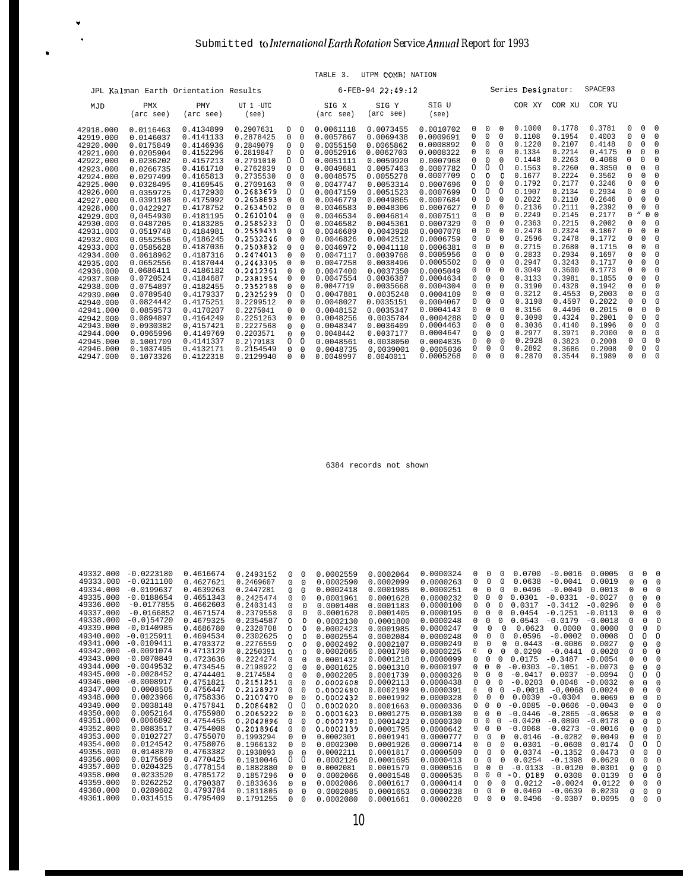Submitted to *International Earth Rotation Service Annual* Report for 1993

TABLE 3. UTPM COMBINATION

JPL Kalman Earth Orientation Results 6-FEB-94 22:49:12 Series Designator: SPACE93

| MJD | PMX (arc sec) | PMY (arc sec) | UT 1 -UTC (sec) | | | SIG X (arc sec) | SIG Y (arc sec) | SIG U (sec) | | | | COR XY | COR XU | COR YU | | | |
|---|---|---|---|---|---|---|---|---|---|---|---|---|---|---|---|---|---|
| 42918.000 | 0.0116463 | 0.4134899 | 0.2907631 | 0 | 0 | 0.0061118 | 0.0073455 | 0.0010702 | 0 | 0 | 0 | 0.1000 | 0.1778 | 0.3781 | 0 | 0 | 0 |
| 42919.000 | 0.0146037 | 0.4141133 | 0.2878425 | 0 | 0 | 0.0057867 | 0.0069438 | 0.0009691 | 0 | 0 | 0 | 0.1108 | 0.1954 | 0.4003 | 0 | 0 | 0 |
| 42920.000 | 0.0175849 | 0.4146936 | 0.2849079 | 0 | 0 | 0.0055150 | 0.0065862 | 0.0008892 | 0 | 0 | 0 | 0.1220 | 0.2107 | 0.4148 | 0 | 0 | 0 |
| 42921.000 | 0.0205904 | 0.4152296 | 0.2819847 | 0 | 0 | 0.0052916 | 0.0062703 | 0.0008322 | 0 | 0 | 0 | 0.1334 | 0.2214 | 0.4175 | 0 | 0 | 0 |
| 42922,000 | 0.0236202 | 0.4157213 | 0.2791010 | 0 | 0 | 0.0051111 | 0.0059920 | 0.0007968 | 0 | 0 | 0 | 0.1448 | 0.2263 | 0.4068 | 0 | 0 | 0 |
| 42923.000 | 0.0266735 | 0.4161710 | 0.2762839 | 0 | 0 | 0.0049681 | 0.0057463 | 0.0007782 | 0 | 0 | 0 | 0.1563 | 0.2260 | 0.3850 | 0 | 0 | 0 |
| 42924.000 | 0.0297499 | 0.4165813 | 0.2735530 | 0 | 0 | 0.0048575 | 0.0055278 | 0.0007709 | 0 | 0 | 0 | 0.1677 | 0.2224 | 0.3562 | 0 | 0 | 0 |
| 42925.000 | 0.0328495 | 0.4169545 | 0.2709163 | 0 | 0 | 0.0047747 | 0.0053314 | 0.0007696 | 0 | 0 | 0 | 0.1792 | 0.2177 | 0.3246 | 0 | 0 | 0 |
| 42926.000 | 0.0359725 | 0.4172930 | 0.2683679 | 0 | 0 | 0.0047159 | 0.0051523 | 0.0007699 | 0 | 0 | 0 | 0.1907 | 0.2134 | 0.2934 | 0 | 0 | 0 |
| 42927.000 | 0.0391198 | 0.4175992 | 0.2658893 | 0 | 0 | 0.0046779 | 0.0049865 | 0.0007684 | 0 | 0 | 0 | 0.2022 | 0.2110 | 0.2646 | 0 | 0 | 0 |
| 42928.000 | 0.0422927 | 0.4178752 | 0.2634502 | 0 | 0 | 0.0046583 | 0.0048306 | 0.0007627 | 0 | 0 | 0 | 0.2136 | 0.2111 | 0.2392 | 0 | 0 | 0 |
| 42929.000 | 0,0454930 | 0.4181195 | 0.2610104 | 0 | 0 | 0.0046534 | 0.0046814 | 0.0007511 | 0 | 0 | 0 | 0.2249 | 0.2145 | 0.2177 | 0 | " 0 | 0 |
| 42930.000 | 0.0487205 | 0.4183285 | 0.2585233 | 0 | 0 | 0.0046582 | 0.0045361 | 0.0007329 | 0 | 0 | 0 | 0.2363 | 0.2215 | 0.2002 | 0 | 0 | 0 |
| 42931.000 | 0.0519748 | 0.4184981 | 0.2559431 | 0 | 0 | 0.0046689 | 0.0043928 | 0.0007078 | 0 | 0 | 0 | 0.2478 | 0.2324 | 0.1867 | 0 | 0 | 0 |
| 42932.000 | 0.0552556 | 0,4186245 | 0.2532346 | 0 | 0 | 0.0046826 | 0.0042512 | 0.0006759 | 0 | 0 | 0 | 0.2596 | 0.2478 | 0.1772 | 0 | 0 | 0 |
| 42933.000 | 0.0585628 | 0.4187036 | 0.2503832 | 0 | 0 | 0.0046972 | 0.0041118 | 0.0006381 | 0 | 0 | 0 | 0.2715 | 0.2680 | 0.1715 | 0 | 0 | 0 |
| 42934.000 | 0.0618962 | 0.4187316 | 0.2474013 | 0 | 0 | 0.0047117 | 0.0039768 | 0.0005956 | 0 | 0 | 0 | 0.2833 | 0.2934 | 0.1697 | 0 | 0 | 0 |
| 42935.000 | 0.0652556 | 0.4187044 | 0.2443305 | 0 | 0 | 0.0047258 | 0.0038496 | 0.0005502 | 0 | 0 | 0 | 0.2947 | 0.3243 | 0.1717 | 0 | 0 | 0 |
| 42936.000 | 0.0686411 | 0.4186182 | 0.2412361 | 0 | 0 | 0.0047400 | 0.0037350 | 0.0005049 | 0 | 0 | 0 | 0.3049 | 0.3600 | 0.1773 | 0 | 0 | 0 |
| 42937.000 | 0.0720524 | 0.4184687 | 0.2381954 | 0 | 0 | 0.0047554 | 0.0036387 | 0.0004634 | 0 | 0 | 0 | 0.3133 | 0.3981 | 0.1855 | 0 | 0 | 0 |
| 42938.000 | 0.0754897 | 0.4182455 | 0.2352788 | 0 | 0 | 0.0047719 | 0.0035668 | 0.0004304 | 0 | 0 | 0 | 0.3190 | 0.4328 | 0.1942 | 0 | 0 | 0 |
| 42939.000 | 0.0789540 | 0.4179337 | 0.2325299 | 0 | 0 | 0.0047881 | 0.0035248 | 0.0004109 | 0 | 0 | 0 | 0.3212 | 0.4553 | 0,2003 | 0 | 0 | 0 |
| 42940.000 | 0.0824442 | 0.4175251 | 0.2299512 | 0 | 0 | 0.0048027 | 0.0035151 | 0.0004067 | 0 | 0 | 0 | 0.3198 | 0.4597 | 0.2022 | 0 | 0 | 0 |
| 42941.000 | 0.0859573 | 0.4170207 | 0.2275041 | 0 | 0 | 0.0048152 | 0.0035347 | 0.0004143 | 0 | 0 | 0 | 0.3156 | 0.4496 | 0.2015 | 0 | 0 | 0 |
| 42942.000 | 0.0894897 | 0.4164249 | 0.2251263 | 0 | 0 | 0.0048256 | 0.0035784 | 0.0004288 | 0 | 0 | 0 | 0.3098 | 0.4324 | 0.2001 | 0 | 0 | 0 |
| 42943.000 | 0.0930382 | 0,4157421 | 0.2227568 | 0 | 0 | 0.0048347 | 0.0036409 | 0.0004463 | 0 | 0 | 0 | 0.3036 | 0.4140 | 0.1996 | 0 | 0 | 0 |
| 42944.000 | 0.0965996 | 0.4149769 | 0.2203571 | 0 | 0 | 0.0048442 | 0.0037177 | 0.0004647 | 0 | 0 | 0 | 0.2977 | 0.3971 | 0.2000 | 0 | 0 | 0 |
| 42945.000 | 0.1001709 | 0.4141337 | 0.2)79183 | 0 | 0 | 0.0048561 | 0.0038050 | 0.0004835 | 0 | 0 | 0 | 0.2928 | 0.3823 | 0.2008 | 0 | 0 | 0 |
| 42946.000 | 0.1037495 | 0.4132171 | 0.2154549 | 0 | 0 | 0.0048735 | 0,0039001 | 0.0005036 | 0 | 0 | 0 | 0.2892 | 0.3686 | 0.2008 | 0 | 0 | 0 |
| 42947.000 | 0.1073326 | 0.4122318 | 0.2129940 | 0 | 0 | 0.0048997 | 0.0040011 | 0.0005268 | 0 | 0 | 0 | 0.2870 | 0.3544 | 0.1989 | 0 | 0 | 0 |
| | | | | | | | 6384 records not shown | | | | | | | | | | |
| 49332.000 | -0.0223180 | 0.4616674 | 0.2493152 | 0 | 0 | 0.0002559 | 0.0002064 | 0.0000324 | 0 | 0 | 0 | 0.0700 | -0.0016 | 0.0005 | 0 | 0 | 0 |
| 49333.000 | -0.0211100 | 0.4627621 | 0.2469607 | 0 | 0 | 0.0002590 | 0.0002099 | 0.0000263 | 0 | 0 | 0 | 0.0638 | -0.0041 | 0.0019 | 0 | 0 | 0 |
| 49334.000 | -0.0199637 | 0.4639263 | 0.2447281 | 0 | 0 | 0.0002418 | 0.0001985 | 0.0000251 | 0 | 0 | 0 | 0.0496 | -0.0049 | 0.0013 | 0 | 0 | 0 |
| 49335.000 | -0.0188654 | 0.4651343 | 0.2425474 | 0 | 0 | 0.0001961 | 0.0001628 | 0.0000232 | 0 | 0 | 0 | 0.0301 | -0.0331 | -0.0027 | 0 | 0 | 0 |
| 49336.000 | -0.0177855 | 0.4662603 | 0.2403143 | 0 | 0 | 0.0001408 | 0.0001183 | 0.0000100 | 0 | 0 | 0 | 0.0317 | -0.3412 | -0.0296 | 0 | 0 | 0 |
| 49337.000 | -0.0166852 | 0.4671574 | 0.2379558 | 0 | 0 | 0.0001628 | 0.0001405 | 0.0000195 | 0 | 0 | 0 | 0.0454 | -0.1251 | -0.0113 | 0 | 0 | 0 |
| 49338.000 | -0.0)54720 | 0.4679325 | 0.2354587 | 0 | 0 | 0.0002130 | 0.0001800 | 0.0000248 | 0 | 0 | 0 | 0.0543 | -0.0179 | -0.0018 | 0 | 0 | 0 |
| 49339.000 | -0,0140985 | 0.4686780 | 0.2328708 | 0 | 0 | 0.0002423 | 0.0001985 | 0.0000247 | 0 | 0 | 0 | 0.0623 | 0.0000 | 0.0000 | 0 | 0 | 0 |
| 49340.000 | -0.0125911 | 0.4694534 | 0.2302625 | 0 | 0 | 0.0002554 | 0.0002084 | 0.0000248 | 0 | 0 | 0 | 0.0596 | -0.0002 | 0.0008 | 0 | 0 | 0 |
| 49341.000 | -0.0109411 | 0.4703372 | 0.2276559 | 0 | 0 | 0.0002492 | 0.0002107 | 0.0000249 | 0 | 0 | 0 | 0.0443 | -0.0086 | 0.0027 | 0 | 0 | 0 |
| 49342.000 | -0.0091074 | 0.4713129 | 0.2250391 | 0 | 0 | 0.0002065 | 0.0001796 | 0.0000225 | 0 | 0 | 0 | 0.0290 | -0.0441 | 0.0020 | 0 | 0 | 0 |
| 49343.000 | -0.0070849 | 0.4723636 | 0.2224274 | 0 | 0 | 0.0001432 | 0.0001218 | 0.0000099 | 0 | 0 | 0 | 0.0175 | -0.3487 | -0.0054 | 0 | 0 | 0 |
| 49344.000 | -0.0049532 | 0.4734545 | 0.2198922 | 0 | 0 | 0.0001625 | 0.0001310 | 0.0000197 | 0 | 0 | 0 | -0.0303 | -0.1051 | -0.0073 | 0 | 0 | 0 |
| 49345.000 | -0.0028452 | 0.4744401 | 0.2174584 | 0 | 0 | 0.0002205 | 0.0001739 | 0.0000326 | 0 | 0 | 0 | -0.0417 | 0.0037 | -0.0094 | 0 | 0 | 0 |
| 49346.000 | -0.0008917 | 0.4751821 | 0.2151251 | 0 | 0 | 0.0002608 | 0.0002113 | 0.0000438 | 0 | 0 | 0 | -0.0203 | 0.0048 | -0.0032 | 0 | 0 | 0 |
| 49347.000 | 0.0008505 | 0.4756447 | 0.2128927 | 0 | 0 | 0.0002680 | 0.0002199 | 0.0000391 | 0 | 0 | 0 | -0.0018 | -0,0068 | 0.0024 | 0 | 0 | 0 |
| 49348.000 | 0.0023966 | 0.4758336 | 0.2107470 | 0 | 0 | 0.0002432 | 0.0001992 | 0.0000328 | 0 | 0 | 0 | 0.0039 | -0.0304 | 0.0069 | 0 | 0 | 0 |
| 49349.000 | 0.0038148 | 0.4757841 | 0.2086482 | 0 | 0 | 0.0002020 | 0.0001663 | 0.0000336 | 0 | 0 | 0 | -0.0085 | -0.0606 | -0.0043 | 0 | 0 | 0 |
| 49350.000 | 0.0052164 | 0.4755980 | 0.2065222 | 0 | 0 | 0.0001623 | 0.0001275 | 0.0000130 | 0 | 0 | 0 | -0.0446 | -0.2865 | -0.0658 | 0 | 0 | 0 |
| 49351.000 | 0.0066892 | 0.4754455 | 0.2042896 | 0 | 0 | 0.0001781 | 0.0001423 | 0.0000330 | 0 | 0 | 0 | -0.0420 | -0.0890 | -0.0178 | 0 | 0 | 0 |
| 49352.000 | 0.0083517 | 0.4754008 | 0.2018964 | 0 | 0 | 0.0002139 | 0.0001795 | 0.0000642 | 0 | 0 | 0 | -0.0068 | -0.0273 | -0.0016 | 0 | 0 | 0 |
| 49353.000 | 0.0102727 | 0.4755070 | 0.1993294 | 0 | 0 | 0.0002301 | 0.0001941 | 0.0000777 | 0 | 0 | 0 | 0.0146 | -0.0282 | 0.0049 | 0 | 0 | 0 |
| 49354.000 | 0.0124542 | 0.4758076 | 0.1966132 | 0 | 0 | 0.0002300 | 0.0001926 | 0.0000714 | 0 | 0 | 0 | 0.0301 | -0.0608 | 0.0174 | 0 | 0 | 0 |
| 49355.000 | 0.0148870 | 0.4763382 | 0.1938093 | 0 | 0 | 0.0002211 | 0.0001817 | 0.0000509 | 0 | 0 | 0 | 0.0374 | -0.1352 | 0.0473 | 0 | 0 | 0 |
| 49356.000 | 0.0175669 | 0.4770425 | 0.1910046 | 0 | 0 | 0.0002126 | 0.0001695 | 0.0000413 | 0 | 0 | 0 | 0.0254 | -0.1398 | 0.0629 | 0 | 0 | 0 |
| 49357.000 | 0.0204325 | 0.4778154 | 0.1882880 | 0 | 0 | 0.0002081 | 0.0001579 | 0.0000516 | 0 | 0 | 0 | -0.0133 | -0.0120 | 0.0301 | 0 | 0 | 0 |
| 49358.000 | 0.0233520 | 0.4785172 | 0.1857296 | 0 | 0 | 0.0002066 | 0.0001548 | 0.0000535 | 0 | 0 | 0 | -0.0189 | 0.0308 | 0.0139 | 0 | 0 | 0 |
| 49359.000 | 0.0262252 | 0.4790387 | 0.1833636 | 0 | 0 | 0.0002086 | 0.0001617 | 0.0000414 | 0 | 0 | 0 | 0.0212 | -0.0024 | 0.0122 | 0 | 0 | 0 |
| 49360.000 | 0.0289602 | 0.4793784 | 0.1811805 | 0 | 0 | 0.0002085 | 0.0001653 | 0.0000238 | 0 | 0 | 0 | 0.0469 | -0.0639 | 0.0239 | 0 | 0 | 0 |
| 49361.000 | 0.0314515 | 0.4795409 | 0.1791255 | 0 | 0 | 0.0002080 | 0.0001661 | 0.0000228 | 0 | 0 | 0 | 0.0496 | -0.0307 | 0.0095 | 0 | 0 | 0 |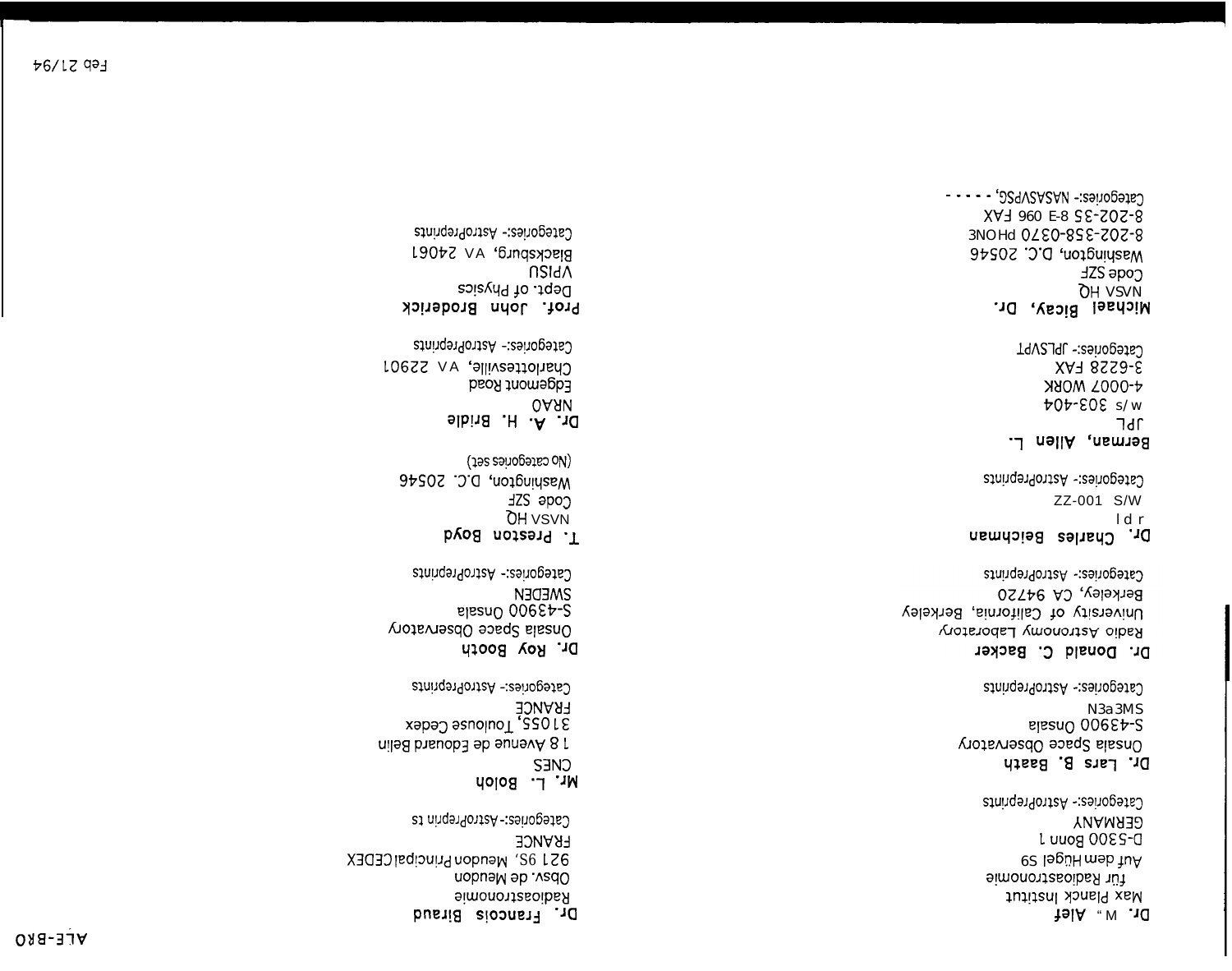ALE-BRO

**Dr. W. Alef**
Max Planck Institut
für Radioastronomie
Auf dem Hügel 69
D-5300 Bonn 1
GERMANY
Categories:- AstroPreprints

**Dr. Lars B. Baath**
Onsala Space Observatory
S-43900 Onsala
SWEDEN
Categories:- AstroPreprints

**Dr. Donald C. Backer**
Radio Astronomy Laboratory
University of California, Berkeley
Berkeley, CA 94720
Categories:- AstroPreprints

**Dr. Charles Beichman**
Jpl
M/S 100-22
Categories:- AstroPreprints

**Berman, Allen L.**
JPL
m/s 303-404
4-0007 WORK
3-6228 FAX
Categories:- JPLSVPT

**Michael Bicay, Dr.**
NASA HQ
Code SZF
Washington, D.C. 20546
8-202-358-0370 PHONE
8-202-35 8-3 096 FAX
Categories:- NASASVPSG, - - - - -

**Dr. Francois Biraud**
Radioastronomie
Obsv. de Meudon
921 95, Meudon Principal CEDEX
FRANCE
Categories:- AstroPrepin ts

**Mr. L. Boloh**
CNES
18 Avenue de Edouard Belin
31055, Toulouse Cedex
FRANCE
Categories:- AstroPreprints

**Dr. Roy Booth**
Onsala Space Observatory
S-43900 Onsala
SWEDEN
Categories:- AstroPreprints

**T. Preston Boyd**
NASA HQ
Code SZF
Washington, D.C. 20546
(No categories set)

**Dr. A. H. Bridle**
NRAO
Edgemont Road
Charlottesville, VA 22901
Categories:- AstroPreprints

**Prof. John Broderick**
Dept. of Physics
VPISU
Blacksburg, VA 24061
Categories:- AstroPreprints

Feb 21/94